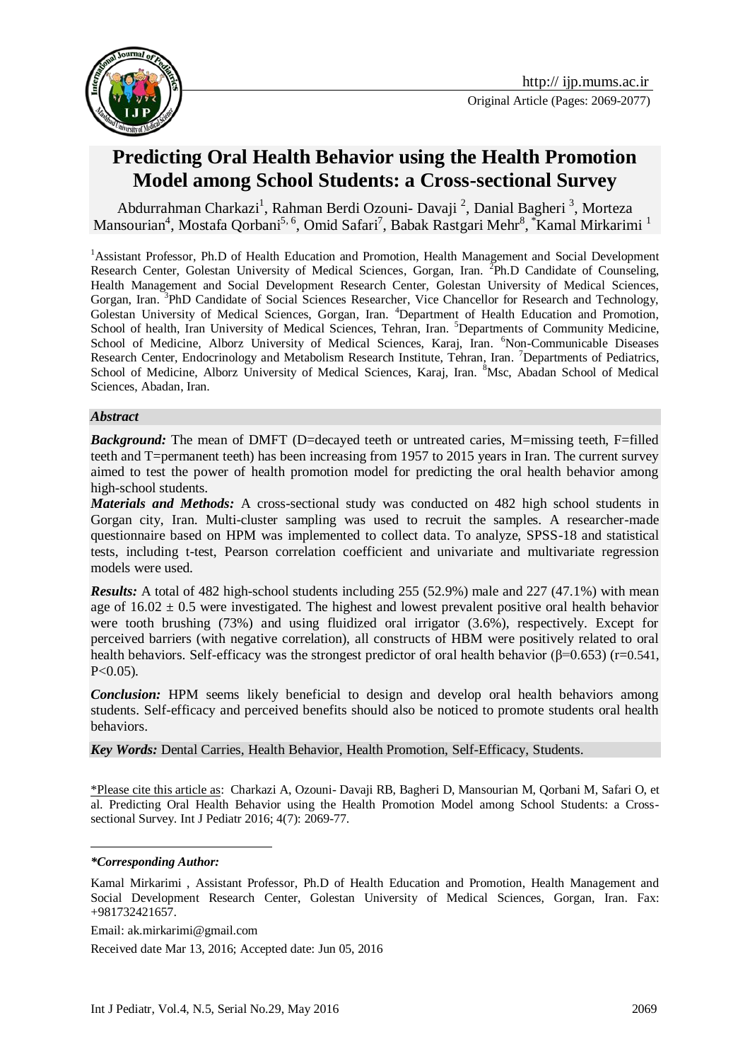Original Article (Pages: 2069-2077)

# Predicting Oral Health Behavior using the Health Promotion Model among School Students: a Cross-sectional Survey

Abdurrahman Charkazi[1], Rahman Berdi Ozouni- Davaji [2], Danial Bagheri [3], Morteza Mansourian[4], Mostafa Qorbani[5, 6], Omid Safari[7], Babak Rastgari Mehr[8], *Kamal Mirkarimi [1]

[1]Assistant Professor, Ph.D of Health Education and Promotion, Health Management and Social Development Research Center, Golestan University of Medical Sciences, Gorgan, Iran. [2]Ph.D Candidate of Counseling, Health Management and Social Development Research Center, Golestan University of Medical Sciences, Gorgan, Iran. [3]PhD Candidate of Social Sciences Researcher, Vice Chancellor for Research and Technology, Golestan University of Medical Sciences, Gorgan, Iran. [4]Department of Health Education and Promotion, School of health, Iran University of Medical Sciences, Tehran, Iran. [5]Departments of Community Medicine, School of Medicine, Alborz University of Medical Sciences, Karaj, Iran. [6]Non-Communicable Diseases Research Center, Endocrinology and Metabolism Research Institute, Tehran, Iran. [7]Departments of Pediatrics, School of Medicine, Alborz University of Medical Sciences, Karaj, Iran. [8]Msc, Abadan School of Medical Sciences, Abadan, Iran.

### Abstract

***Background:*** The mean of DMFT (D=decayed teeth or untreated caries, M=missing teeth, F=filled teeth and T=permanent teeth) has been increasing from 1957 to 2015 years in Iran. The current survey aimed to test the power of health promotion model for predicting the oral health behavior among high-school students.

***Materials and Methods:*** A cross-sectional study was conducted on 482 high school students in Gorgan city, Iran. Multi-cluster sampling was used to recruit the samples. A researcher-made questionnaire based on HPM was implemented to collect data. To analyze, SPSS-18 and statistical tests, including t-test, Pearson correlation coefficient and univariate and multivariate regression models were used.

***Results:*** A total of 482 high-school students including 255 (52.9%) male and 227 (47.1%) with mean age of $16.02 \pm 0.5$ were investigated. The highest and lowest prevalent positive oral health behavior were tooth brushing (73%) and using fluidized oral irrigator (3.6%), respectively. Except for perceived barriers (with negative correlation), all constructs of HBM were positively related to oral health behaviors. Self-efficacy was the strongest predictor of oral health behavior ($\beta$=0.653) (r=0.541, P<0.05).

***Conclusion:*** HPM seems likely beneficial to design and develop oral health behaviors among students. Self-efficacy and perceived benefits should also be noticed to promote students oral health behaviors.

***Key Words:*** Dental Carries, Health Behavior, Health Promotion, Self-Efficacy, Students.

\*Please cite this article as: Charkazi A, Ozouni- Davaji RB, Bagheri D, Mansourian M, Qorbani M, Safari O, et al. Predicting Oral Health Behavior using the Health Promotion Model among School Students: a Cross-sectional Survey. Int J Pediatr 2016; 4(7): 2069-77.

***\*Corresponding Author:***

Kamal Mirkarimi , Assistant Professor, Ph.D of Health Education and Promotion, Health Management and Social Development Research Center, Golestan University of Medical Sciences, Gorgan, Iran. Fax: +981732421657.

Email: ak.mirkarimi@gmail.com

Received date Mar 13, 2016; Accepted date: Jun 05, 2016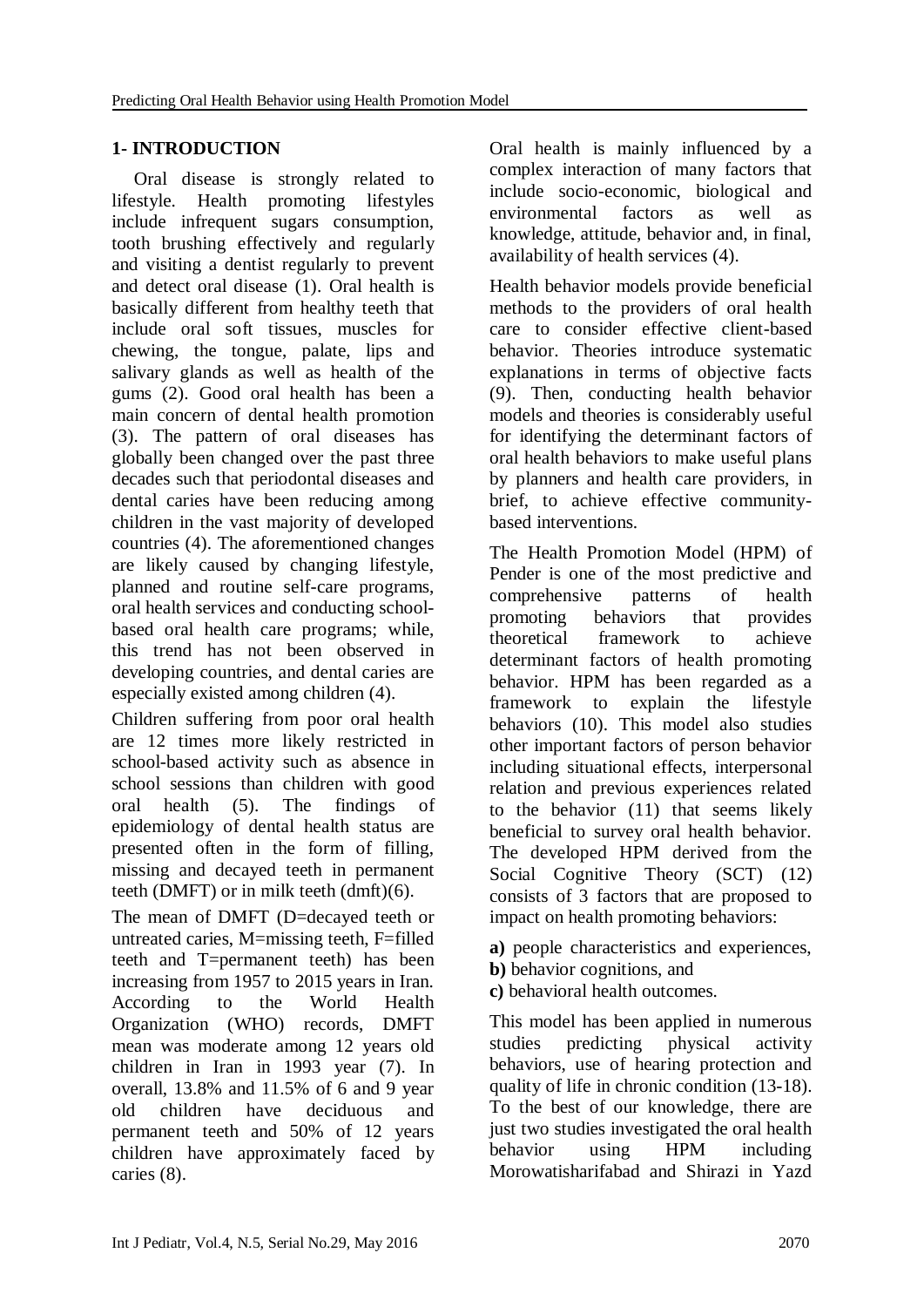## 1- INTRODUCTION

Oral disease is strongly related to lifestyle. Health promoting lifestyles include infrequent sugars consumption, tooth brushing effectively and regularly and visiting a dentist regularly to prevent and detect oral disease (1). Oral health is basically different from healthy teeth that include oral soft tissues, muscles for chewing, the tongue, palate, lips and salivary glands as well as health of the gums (2). Good oral health has been a main concern of dental health promotion (3). The pattern of oral diseases has globally been changed over the past three decades such that periodontal diseases and dental caries have been reducing among children in the vast majority of developed countries (4). The aforementioned changes are likely caused by changing lifestyle, planned and routine self-care programs, oral health services and conducting school-based oral health care programs; while, this trend has not been observed in developing countries, and dental caries are especially existed among children (4).

Children suffering from poor oral health are 12 times more likely restricted in school-based activity such as absence in school sessions than children with good oral health (5). The findings of epidemiology of dental health status are presented often in the form of filling, missing and decayed teeth in permanent teeth (DMFT) or in milk teeth (dmft)(6).

The mean of DMFT (D=decayed teeth or untreated caries, M=missing teeth, F=filled teeth and T=permanent teeth) has been increasing from 1957 to 2015 years in Iran. According to the World Health Organization (WHO) records, DMFT mean was moderate among 12 years old children in Iran in 1993 year (7). In overall, 13.8% and 11.5% of 6 and 9 year old children have deciduous and permanent teeth and 50% of 12 years children have approximately faced by caries (8).

Oral health is mainly influenced by a complex interaction of many factors that include socio-economic, biological and environmental factors as well as knowledge, attitude, behavior and, in final, availability of health services (4).

Health behavior models provide beneficial methods to the providers of oral health care to consider effective client-based behavior. Theories introduce systematic explanations in terms of objective facts (9). Then, conducting health behavior models and theories is considerably useful for identifying the determinant factors of oral health behaviors to make useful plans by planners and health care providers, in brief, to achieve effective community-based interventions.

The Health Promotion Model (HPM) of Pender is one of the most predictive and comprehensive patterns of health promoting behaviors that provides theoretical framework to achieve determinant factors of health promoting behavior. HPM has been regarded as a framework to explain the lifestyle behaviors (10). This model also studies other important factors of person behavior including situational effects, interpersonal relation and previous experiences related to the behavior (11) that seems likely beneficial to survey oral health behavior. The developed HPM derived from the Social Cognitive Theory (SCT) (12) consists of 3 factors that are proposed to impact on health promoting behaviors:

**a)** people characteristics and experiences,
**b)** behavior cognitions, and
**c)** behavioral health outcomes.

This model has been applied in numerous studies predicting physical activity behaviors, use of hearing protection and quality of life in chronic condition (13-18). To the best of our knowledge, there are just two studies investigated the oral health behavior using HPM including Morowatisharifabad and Shirazi in Yazd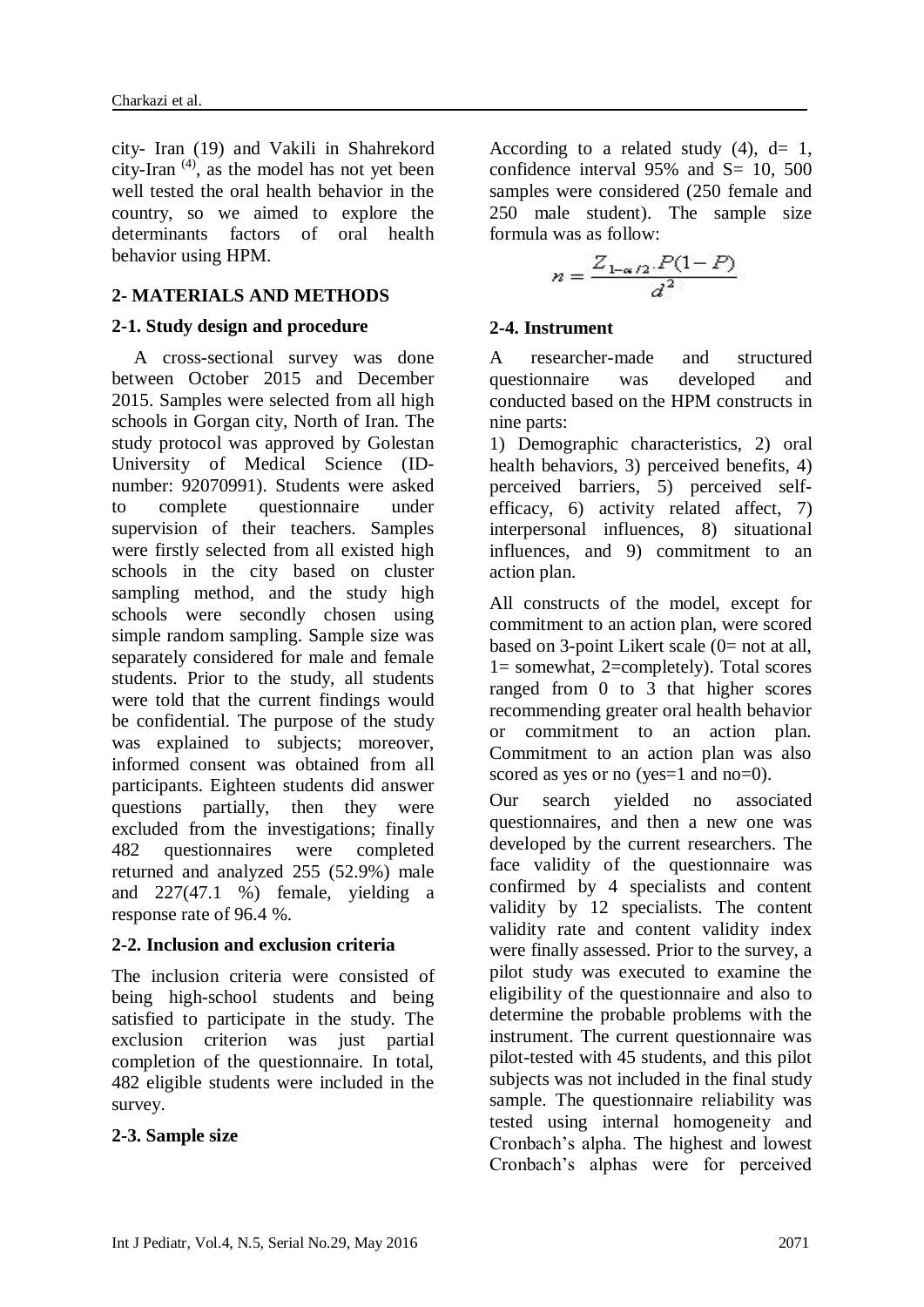city- Iran (19) and Vakili in Shahrekord city-Iran [4], as the model has not yet been well tested the oral health behavior in the country, so we aimed to explore the determinants factors of oral health behavior using HPM.

## 2- MATERIALS AND METHODS

### 2-1. Study design and procedure

A cross-sectional survey was done between October 2015 and December 2015. Samples were selected from all high schools in Gorgan city, North of Iran. The study protocol was approved by Golestan University of Medical Science (ID-number: 92070991). Students were asked to complete questionnaire under supervision of their teachers. Samples were firstly selected from all existed high schools in the city based on cluster sampling method, and the study high schools were secondly chosen using simple random sampling. Sample size was separately considered for male and female students. Prior to the study, all students were told that the current findings would be confidential. The purpose of the study was explained to subjects; moreover, informed consent was obtained from all participants. Eighteen students did answer questions partially, then they were excluded from the investigations; finally 482 questionnaires were completed returned and analyzed 255 (52.9%) male and 227(47.1 %) female, yielding a response rate of 96.4 %.

### 2-2. Inclusion and exclusion criteria

The inclusion criteria were consisted of being high-school students and being satisfied to participate in the study. The exclusion criterion was just partial completion of the questionnaire. In total, 482 eligible students were included in the survey.

### 2-3. Sample size

According to a related study (4), d= 1, confidence interval 95% and S= 10, 500 samples were considered (250 female and 250 male student). The sample size formula was as follow:

$$n = \frac{Z_{1-\alpha/2} \cdot P(1-P)}{d^2}$$

### 2-4. Instrument

A researcher-made and structured questionnaire was developed and conducted based on the HPM constructs in nine parts:

1) Demographic characteristics, 2) oral health behaviors, 3) perceived benefits, 4) perceived barriers, 5) perceived self-efficacy, 6) activity related affect, 7) interpersonal influences, 8) situational influences, and 9) commitment to an action plan.

All constructs of the model, except for commitment to an action plan, were scored based on 3-point Likert scale (0= not at all, 1= somewhat, 2=completely). Total scores ranged from 0 to 3 that higher scores recommending greater oral health behavior or commitment to an action plan. Commitment to an action plan was also scored as yes or no (yes=1 and no=0).

Our search yielded no associated questionnaires, and then a new one was developed by the current researchers. The face validity of the questionnaire was confirmed by 4 specialists and content validity by 12 specialists. The content validity rate and content validity index were finally assessed. Prior to the survey, a pilot study was executed to examine the eligibility of the questionnaire and also to determine the probable problems with the instrument. The current questionnaire was pilot-tested with 45 students, and this pilot subjects was not included in the final study sample. The questionnaire reliability was tested using internal homogeneity and Cronbach's alpha. The highest and lowest Cronbach's alphas were for perceived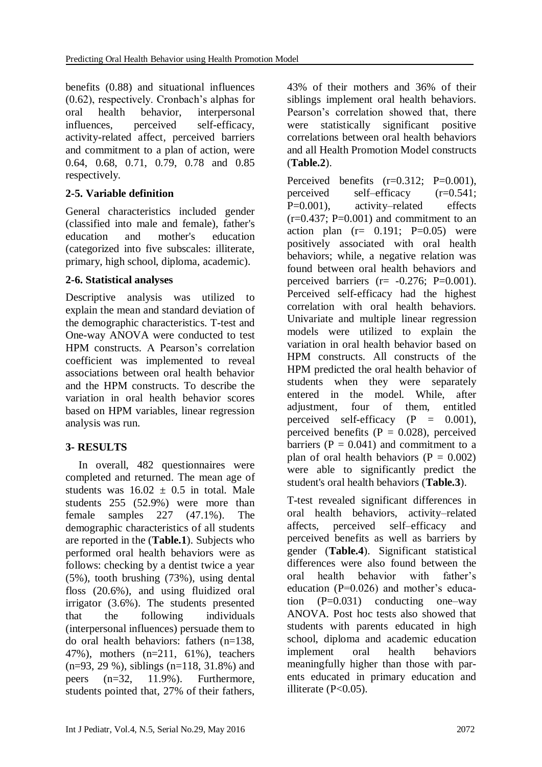benefits (0.88) and situational influences (0.62), respectively. Cronbach's alphas for oral health behavior, interpersonal influences, perceived self-efficacy, activity-related affect, perceived barriers and commitment to a plan of action, were 0.64, 0.68, 0.71, 0.79, 0.78 and 0.85 respectively.

## 2-5. Variable definition

General characteristics included gender (classified into male and female), father's education and mother's education (categorized into five subscales: illiterate, primary, high school, diploma, academic).

## 2-6. Statistical analyses

Descriptive analysis was utilized to explain the mean and standard deviation of the demographic characteristics. T-test and One-way ANOVA were conducted to test HPM constructs. A Pearson's correlation coefficient was implemented to reveal associations between oral health behavior and the HPM constructs. To describe the variation in oral health behavior scores based on HPM variables, linear regression analysis was run.

# 3- RESULTS

In overall, 482 questionnaires were completed and returned. The mean age of students was $16.02 \pm 0.5$ in total. Male students 255 (52.9%) were more than female samples 227 (47.1%). The demographic characteristics of all students are reported in the (**Table.1**). Subjects who performed oral health behaviors were as follows: checking by a dentist twice a year (5%), tooth brushing (73%), using dental floss (20.6%), and using fluidized oral irrigator (3.6%). The students presented that the following individuals (interpersonal influences) persuade them to do oral health behaviors: fathers (n=138, 47%), mothers (n=211, 61%), teachers (n=93, 29 %), siblings (n=118, 31.8%) and peers (n=32, 11.9%). Furthermore, students pointed that, 27% of their fathers, 43% of their mothers and 36% of their siblings implement oral health behaviors. Pearson's correlation showed that, there were statistically significant positive correlations between oral health behaviors and all Health Promotion Model constructs (**Table.2**).

Perceived benefits ($r=0.312$; $P=0.001$), perceived self–efficacy ($r=0.541$; $P=0.001$), activity–related effects ($r=0.437$; $P=0.001$) and commitment to an action plan ($r= 0.191$; $P=0.05$) were positively associated with oral health behaviors; while, a negative relation was found between oral health behaviors and perceived barriers ($r= -0.276$; $P=0.001$). Perceived self-efficacy had the highest correlation with oral health behaviors. Univariate and multiple linear regression models were utilized to explain the variation in oral health behavior based on HPM constructs. All constructs of the HPM predicted the oral health behavior of students when they were separately entered in the model. While, after adjustment, four of them, entitled perceived self-efficacy ($P = 0.001$), perceived benefits ($P = 0.028$), perceived barriers ($P = 0.041$) and commitment to a plan of oral health behaviors ($P = 0.002$) were able to significantly predict the student's oral health behaviors (**Table.3**).

T-test revealed significant differences in oral health behaviors, activity–related affects, perceived self–efficacy and perceived benefits as well as barriers by gender (**Table.4**). Significant statistical differences were also found between the oral health behavior with father's education ($P=0.026$) and mother's education ($P=0.031$) conducting one–way ANOVA. Post hoc tests also showed that students with parents educated in high school, diploma and academic education implement oral health behaviors meaningfully higher than those with parents educated in primary education and illiterate ($P<0.05$).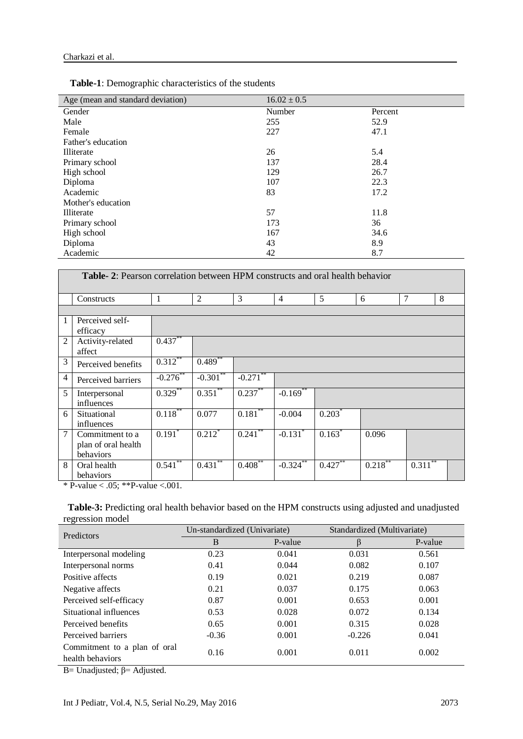**Table-1**: Demographic characteristics of the students

| Age (mean and standard deviation) | 16.02 ± 0.5 | |
|---|---|---|
| Gender | Number | Percent |
| Male | 255 | 52.9 |
| Female | 227 | 47.1 |
| Father's education | | |
| Illiterate | 26 | 5.4 |
| Primary school | 137 | 28.4 |
| High school | 129 | 26.7 |
| Diploma | 107 | 22.3 |
| Academic | 83 | 17.2 |
| Mother's education | | |
| Illiterate | 57 | 11.8 |
| Primary school | 173 | 36 |
| High school | 167 | 34.6 |
| Diploma | 43 | 8.9 |
| Academic | 42 | 8.7 |

**Table- 2**: Pearson correlation between HPM constructs and oral health behavior

| | Constructs | 1 | 2 | 3 | 4 | 5 | 6 | 7 | 8 |
|---|---|---|---|---|---|---|---|---|---|
| 1 | Perceived self-efficacy | | | | | | | | |
| 2 | Activity-related affect | 0.437** | | | | | | | |
| 3 | Perceived benefits | 0.312** | 0.489** | | | | | | |
| 4 | Perceived barriers | -0.276** | -0.301** | -0.271** | | | | | |
| 5 | Interpersonal influences | 0.329** | 0.351** | 0.237** | -0.169** | | | | |
| 6 | Situational influences | 0.118** | 0.077 | 0.181** | -0.004 | 0.203* | | | |
| 7 | Commitment to a plan of oral health behaviors | 0.191* | 0.212* | 0.241** | -0.131* | 0.163* | 0.096 | | |
| 8 | Oral health behaviors | 0.541** | 0.431** | 0.408** | -0.324** | 0.427** | 0.218** | 0.311** | |

* P-value < .05; **P-value <.001.

**Table-3:** Predicting oral health behavior based on the HPM constructs using adjusted and unadjusted regression model

| Predictors | Un-standardized (Univariate) | | Standardized (Multivariate) | |
|---|---|---|---|---|
| | B | P-value | β | P-value |
| Interpersonal modeling | 0.23 | 0.041 | 0.031 | 0.561 |
| Interpersonal norms | 0.41 | 0.044 | 0.082 | 0.107 |
| Positive affects | 0.19 | 0.021 | 0.219 | 0.087 |
| Negative affects | 0.21 | 0.037 | 0.175 | 0.063 |
| Perceived self-efficacy | 0.87 | 0.001 | 0.653 | 0.001 |
| Situational influences | 0.53 | 0.028 | 0.072 | 0.134 |
| Perceived benefits | 0.65 | 0.001 | 0.315 | 0.028 |
| Perceived barriers | -0.36 | 0.001 | -0.226 | 0.041 |
| Commitment to a plan of oral health behaviors | 0.16 | 0.001 | 0.011 | 0.002 |

B= Unadjusted; β= Adjusted.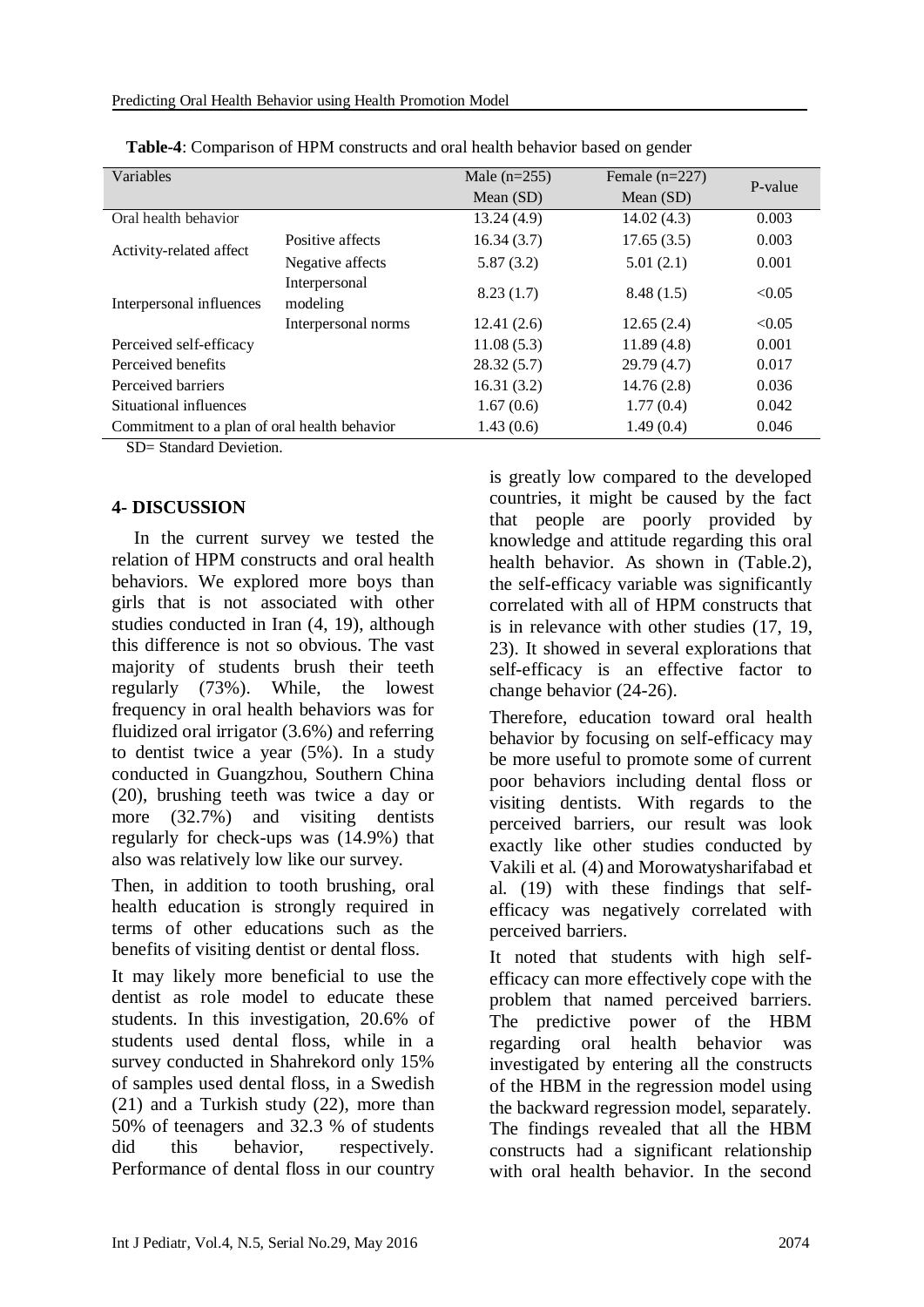**Table-4**: Comparison of HPM constructs and oral health behavior based on gender

| Variables | | Male (n=255) Mean (SD) | Female (n=227) Mean (SD) | P-value |
|---|---|---|---|---|
| Oral health behavior | | 13.24 (4.9) | 14.02 (4.3) | 0.003 |
| Activity-related affect | Positive affects | 16.34 (3.7) | 17.65 (3.5) | 0.003 |
| | Negative affects | 5.87 (3.2) | 5.01 (2.1) | 0.001 |
| Interpersonal influences | Interpersonal modeling | 8.23 (1.7) | 8.48 (1.5) | <0.05 |
| | Interpersonal norms | 12.41 (2.6) | 12.65 (2.4) | <0.05 |
| Perceived self-efficacy | | 11.08 (5.3) | 11.89 (4.8) | 0.001 |
| Perceived benefits | | 28.32 (5.7) | 29.79 (4.7) | 0.017 |
| Perceived barriers | | 16.31 (3.2) | 14.76 (2.8) | 0.036 |
| Situational influences | | 1.67 (0.6) | 1.77 (0.4) | 0.042 |
| Commitment to a plan of oral health behavior | | 1.43 (0.6) | 1.49 (0.4) | 0.046 |

SD= Standard Devietion.

## 4- DISCUSSION

In the current survey we tested the relation of HPM constructs and oral health behaviors. We explored more boys than girls that is not associated with other studies conducted in Iran (4, 19), although this difference is not so obvious. The vast majority of students brush their teeth regularly (73%). While, the lowest frequency in oral health behaviors was for fluidized oral irrigator (3.6%) and referring to dentist twice a year (5%). In a study conducted in Guangzhou, Southern China (20), brushing teeth was twice a day or more (32.7%) and visiting dentists regularly for check-ups was (14.9%) that also was relatively low like our survey.

Then, in addition to tooth brushing, oral health education is strongly required in terms of other educations such as the benefits of visiting dentist or dental floss.

It may likely more beneficial to use the dentist as role model to educate these students. In this investigation, 20.6% of students used dental floss, while in a survey conducted in Shahrekord only 15% of samples used dental floss, in a Swedish (21) and a Turkish study (22), more than 50% of teenagers and 32.3 % of students did this behavior, respectively. Performance of dental floss in our country is greatly low compared to the developed countries, it might be caused by the fact that people are poorly provided by knowledge and attitude regarding this oral health behavior. As shown in (Table.2), the self-efficacy variable was significantly correlated with all of HPM constructs that is in relevance with other studies (17, 19, 23). It showed in several explorations that self-efficacy is an effective factor to change behavior (24-26).

Therefore, education toward oral health behavior by focusing on self-efficacy may be more useful to promote some of current poor behaviors including dental floss or visiting dentists. With regards to the perceived barriers, our result was look exactly like other studies conducted by Vakili et al. (4) and Morowatysharifabad et al. (19) with these findings that self-efficacy was negatively correlated with perceived barriers.

It noted that students with high self-efficacy can more effectively cope with the problem that named perceived barriers. The predictive power of the HBM regarding oral health behavior was investigated by entering all the constructs of the HBM in the regression model using the backward regression model, separately. The findings revealed that all the HBM constructs had a significant relationship with oral health behavior. In the second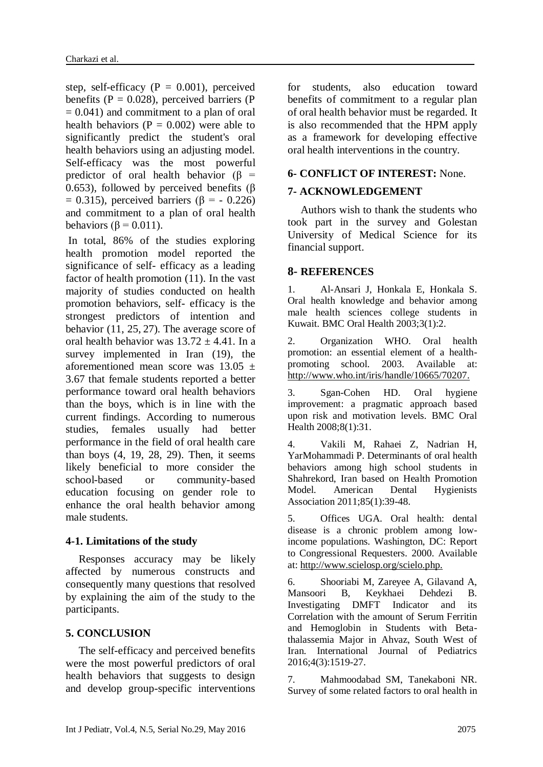step, self-efficacy ($P = 0.001$), perceived benefits ($P = 0.028$), perceived barriers ($P = 0.041$) and commitment to a plan of oral health behaviors ($P = 0.002$) were able to significantly predict the student's oral health behaviors using an adjusting model. Self-efficacy was the most powerful predictor of oral health behavior ($\beta = 0.653$), followed by perceived benefits ($\beta = 0.315$), perceived barriers ($\beta = - 0.226$) and commitment to a plan of oral health behaviors ($\beta = 0.011$).

In total, 86% of the studies exploring health promotion model reported the significance of self- efficacy as a leading factor of health promotion (11). In the vast majority of studies conducted on health promotion behaviors, self- efficacy is the strongest predictors of intention and behavior (11, 25, 27). The average score of oral health behavior was $13.72 \pm 4.41$. In a survey implemented in Iran (19), the aforementioned mean score was $13.05 \pm 3.67$ that female students reported a better performance toward oral health behaviors than the boys, which is in line with the current findings. According to numerous studies, females usually had better performance in the field of oral health care than boys (4, 19, 28, 29). Then, it seems likely beneficial to more consider the school-based or community-based education focusing on gender role to enhance the oral health behavior among male students.

### 4-1. Limitations of the study

Responses accuracy may be likely affected by numerous constructs and consequently many questions that resolved by explaining the aim of the study to the participants.

## 5. CONCLUSION

The self-efficacy and perceived benefits were the most powerful predictors of oral health behaviors that suggests to design and develop group-specific interventions for students, also education toward benefits of commitment to a regular plan of oral health behavior must be regarded. It is also recommended that the HPM apply as a framework for developing effective oral health interventions in the country.

## 6- CONFLICT OF INTEREST: None.

## 7- ACKNOWLEDGEMENT

Authors wish to thank the students who took part in the survey and Golestan University of Medical Science for its financial support.

## 8- REFERENCES

1. Al-Ansari J, Honkala E, Honkala S. Oral health knowledge and behavior among male health sciences college students in Kuwait. BMC Oral Health 2003;3(1):2.

2. Organization WHO. Oral health promotion: an essential element of a health-promoting school. 2003. Available at: http://www.who.int/iris/handle/10665/70207.

3. Sgan-Cohen HD. Oral hygiene improvement: a pragmatic approach based upon risk and motivation levels. BMC Oral Health 2008;8(1):31.

4. Vakili M, Rahaei Z, Nadrian H, YarMohammadi P. Determinants of oral health behaviors among high school students in Shahrekord, Iran based on Health Promotion Model. American Dental Hygienists Association 2011;85(1):39-48.

5. Offices UGA. Oral health: dental disease is a chronic problem among low-income populations. Washington, DC: Report to Congressional Requesters. 2000. Available at: http://www.scielosp.org/scielo.php.

6. Shooriabi M, Zareyee A, Gilavand A, Mansoori B, Keykhaei Dehdezi B. Investigating DMFT Indicator and its Correlation with the amount of Serum Ferritin and Hemoglobin in Students with Beta-thalassemia Major in Ahvaz, South West of Iran. International Journal of Pediatrics 2016;4(3):1519-27.

7. Mahmoodabad SM, Tanekaboni NR. Survey of some related factors to oral health in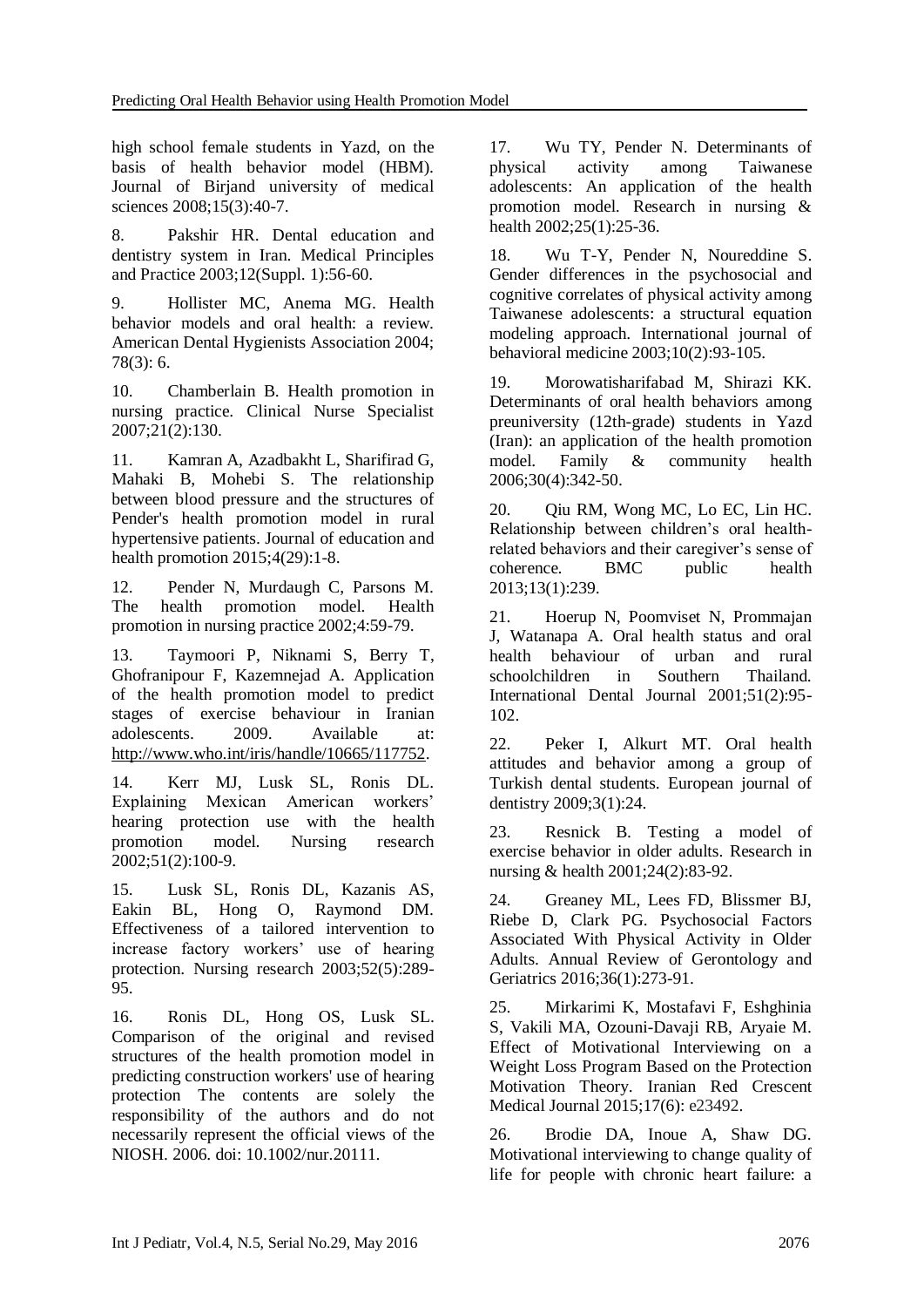high school female students in Yazd, on the basis of health behavior model (HBM). Journal of Birjand university of medical sciences 2008;15(3):40-7.

8. Pakshir HR. Dental education and dentistry system in Iran. Medical Principles and Practice 2003;12(Suppl. 1):56-60.

9. Hollister MC, Anema MG. Health behavior models and oral health: a review. American Dental Hygienists Association 2004; 78(3): 6.

10. Chamberlain B. Health promotion in nursing practice. Clinical Nurse Specialist 2007;21(2):130.

11. Kamran A, Azadbakht L, Sharifirad G, Mahaki B, Mohebi S. The relationship between blood pressure and the structures of Pender's health promotion model in rural hypertensive patients. Journal of education and health promotion 2015;4(29):1-8.

12. Pender N, Murdaugh C, Parsons M. The health promotion model. Health promotion in nursing practice 2002;4:59-79.

13. Taymoori P, Niknami S, Berry T, Ghofranipour F, Kazemnejad A. Application of the health promotion model to predict stages of exercise behaviour in Iranian adolescents. 2009. Available at: http://www.who.int/iris/handle/10665/117752.

14. Kerr MJ, Lusk SL, Ronis DL. Explaining Mexican American workers' hearing protection use with the health promotion model. Nursing research 2002;51(2):100-9.

15. Lusk SL, Ronis DL, Kazanis AS, Eakin BL, Hong O, Raymond DM. Effectiveness of a tailored intervention to increase factory workers' use of hearing protection. Nursing research 2003;52(5):289-95.

16. Ronis DL, Hong OS, Lusk SL. Comparison of the original and revised structures of the health promotion model in predicting construction workers' use of hearing protection The contents are solely the responsibility of the authors and do not necessarily represent the official views of the NIOSH. 2006. doi: 10.1002/nur.20111.

17. Wu TY, Pender N. Determinants of physical activity among Taiwanese adolescents: An application of the health promotion model. Research in nursing & health 2002;25(1):25-36.

18. Wu T-Y, Pender N, Noureddine S. Gender differences in the psychosocial and cognitive correlates of physical activity among Taiwanese adolescents: a structural equation modeling approach. International journal of behavioral medicine 2003;10(2):93-105.

19. Morowatisharifabad M, Shirazi KK. Determinants of oral health behaviors among preuniversity (12th-grade) students in Yazd (Iran): an application of the health promotion model. Family & community health 2006;30(4):342-50.

20. Qiu RM, Wong MC, Lo EC, Lin HC. Relationship between children's oral health-related behaviors and their caregiver's sense of coherence. BMC public health 2013;13(1):239.

21. Hoerup N, Poomviset N, Prommajan J, Watanapa A. Oral health status and oral health behaviour of urban and rural schoolchildren in Southern Thailand. International Dental Journal 2001;51(2):95-102.

22. Peker I, Alkurt MT. Oral health attitudes and behavior among a group of Turkish dental students. European journal of dentistry 2009;3(1):24.

23. Resnick B. Testing a model of exercise behavior in older adults. Research in nursing & health 2001;24(2):83-92.

24. Greaney ML, Lees FD, Blissmer BJ, Riebe D, Clark PG. Psychosocial Factors Associated With Physical Activity in Older Adults. Annual Review of Gerontology and Geriatrics 2016;36(1):273-91.

25. Mirkarimi K, Mostafavi F, Eshghinia S, Vakili MA, Ozouni-Davaji RB, Aryaie M. Effect of Motivational Interviewing on a Weight Loss Program Based on the Protection Motivation Theory. Iranian Red Crescent Medical Journal 2015;17(6): e23492.

26. Brodie DA, Inoue A, Shaw DG. Motivational interviewing to change quality of life for people with chronic heart failure: a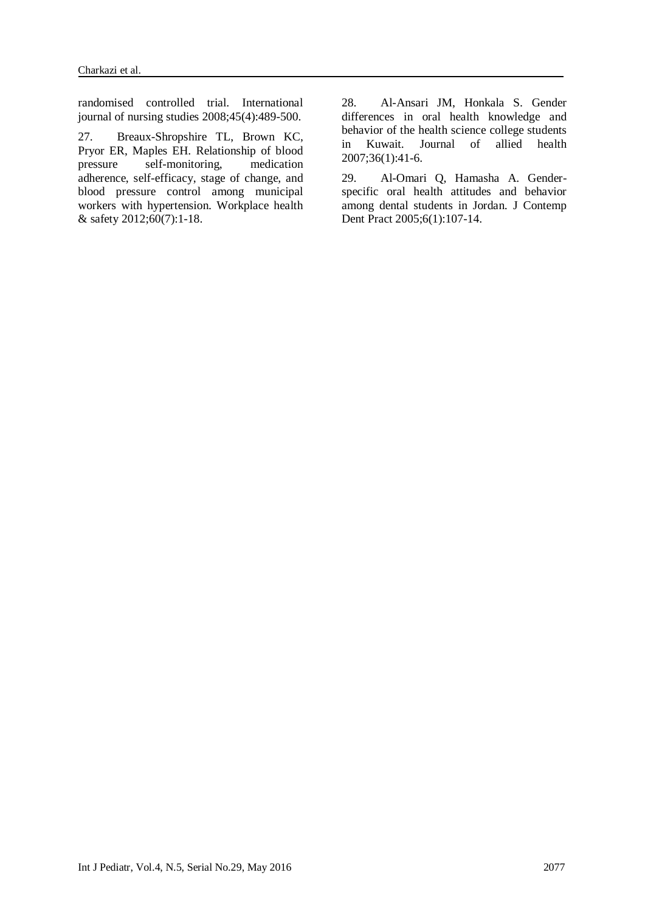randomised controlled trial. International journal of nursing studies 2008;45(4):489-500.

27. Breaux-Shropshire TL, Brown KC, Pryor ER, Maples EH. Relationship of blood pressure self-monitoring, medication adherence, self-efficacy, stage of change, and blood pressure control among municipal workers with hypertension. Workplace health & safety 2012;60(7):1-18.

28. Al-Ansari JM, Honkala S. Gender differences in oral health knowledge and behavior of the health science college students in Kuwait. Journal of allied health 2007;36(1):41-6.

29. Al-Omari Q, Hamasha A. Gender-specific oral health attitudes and behavior among dental students in Jordan. J Contemp Dent Pract 2005;6(1):107-14.